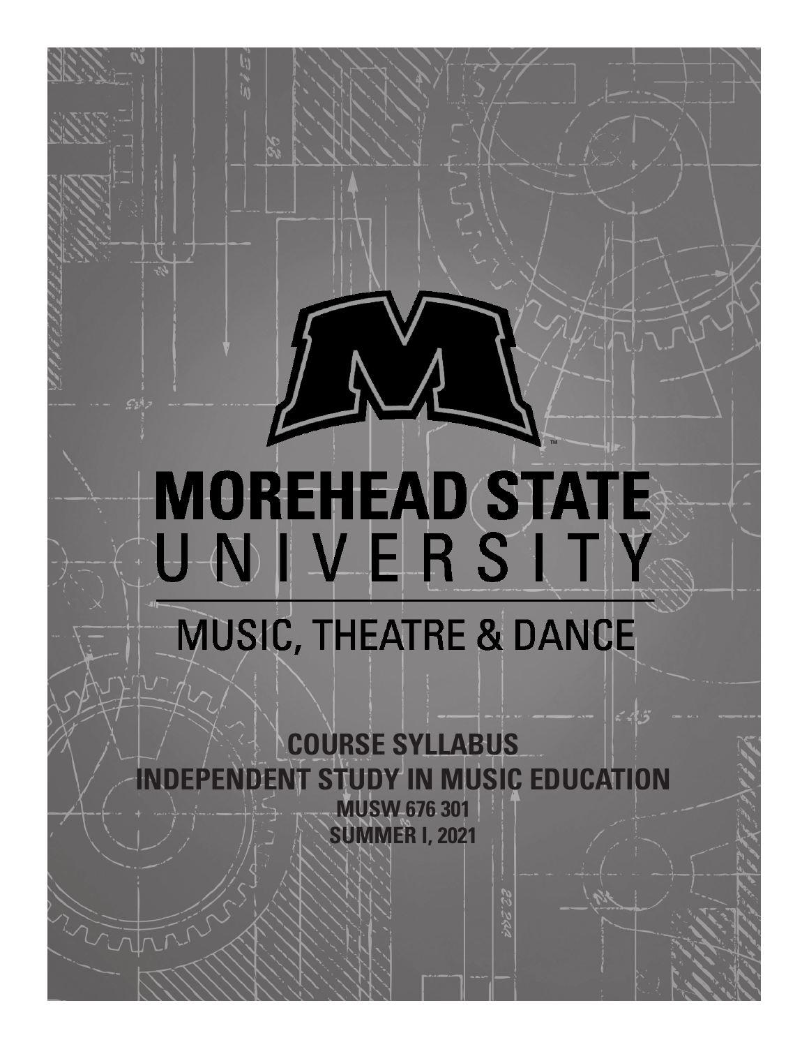# MOREHEAD STATE UNIVERSITY

## MUSIC, THEATRE & DANCE

**COURSE SYLLABUS**

**INDEPENDENT STUDY IN MUSIC EDUCATION**

**MUSW 676 301**

**SUMMER I, 2021**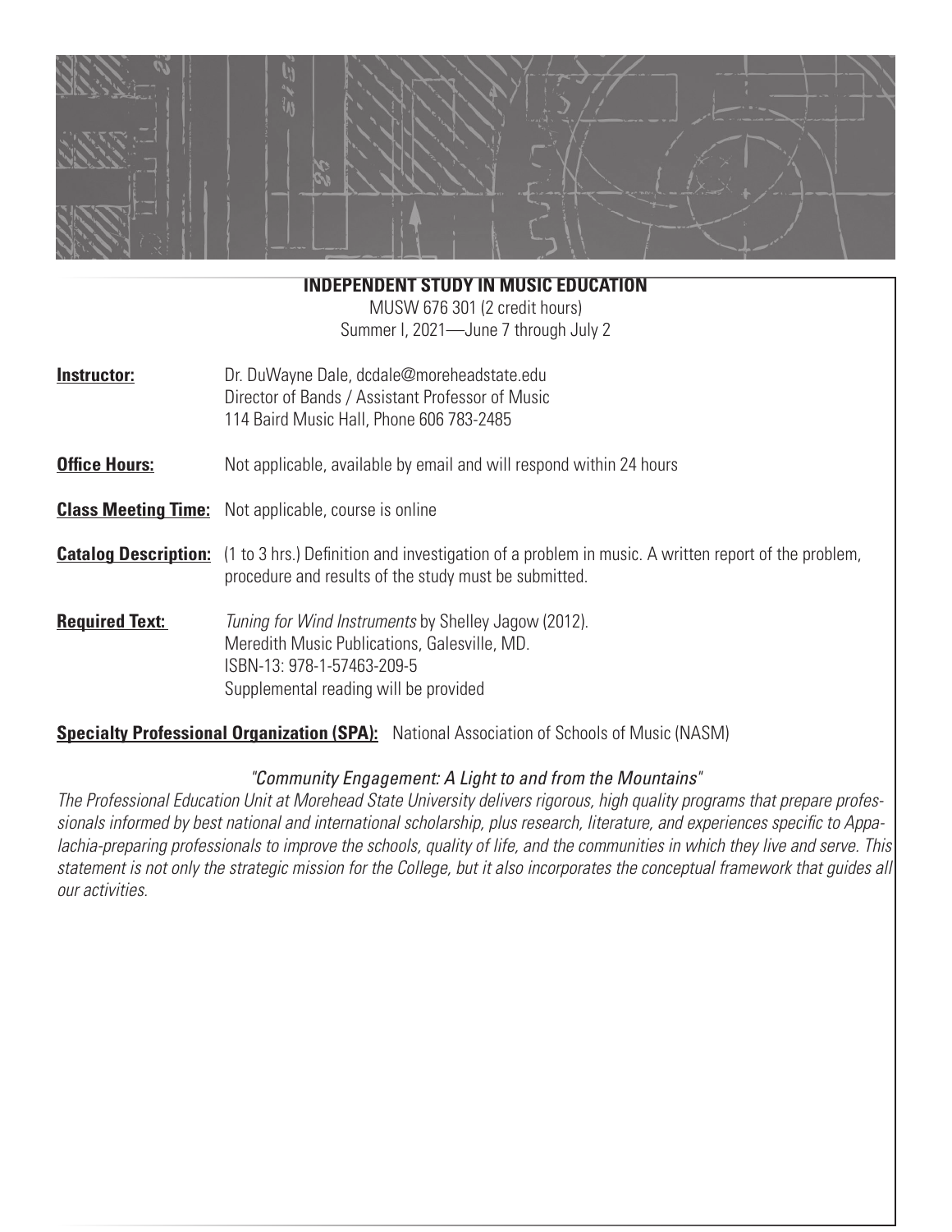# INDEPENDENT STUDY IN MUSIC EDUCATION

MUSW 676 301 (2 credit hours)
Summer I, 2021—June 7 through July 2

**Instructor:** Dr. DuWayne Dale, dcdale@moreheadstate.edu
Director of Bands / Assistant Professor of Music
114 Baird Music Hall, Phone 606 783-2485

**Office Hours:** Not applicable, available by email and will respond within 24 hours

**Class Meeting Time:** Not applicable, course is online

**Catalog Description:** (1 to 3 hrs.) Definition and investigation of a problem in music. A written report of the problem, procedure and results of the study must be submitted.

**Required Text:** *Tuning for Wind Instruments* by Shelley Jagow (2012).
Meredith Music Publications, Galesville, MD.
ISBN-13: 978-1-57463-209-5
Supplemental reading will be provided

**Specialty Professional Organization (SPA):** National Association of Schools of Music (NASM)

*"Community Engagement: A Light to and from the Mountains"*

*The Professional Education Unit at Morehead State University delivers rigorous, high quality programs that prepare professionals informed by best national and international scholarship, plus research, literature, and experiences specific to Appalachia-preparing professionals to improve the schools, quality of life, and the communities in which they live and serve. This statement is not only the strategic mission for the College, but it also incorporates the conceptual framework that guides all our activities.*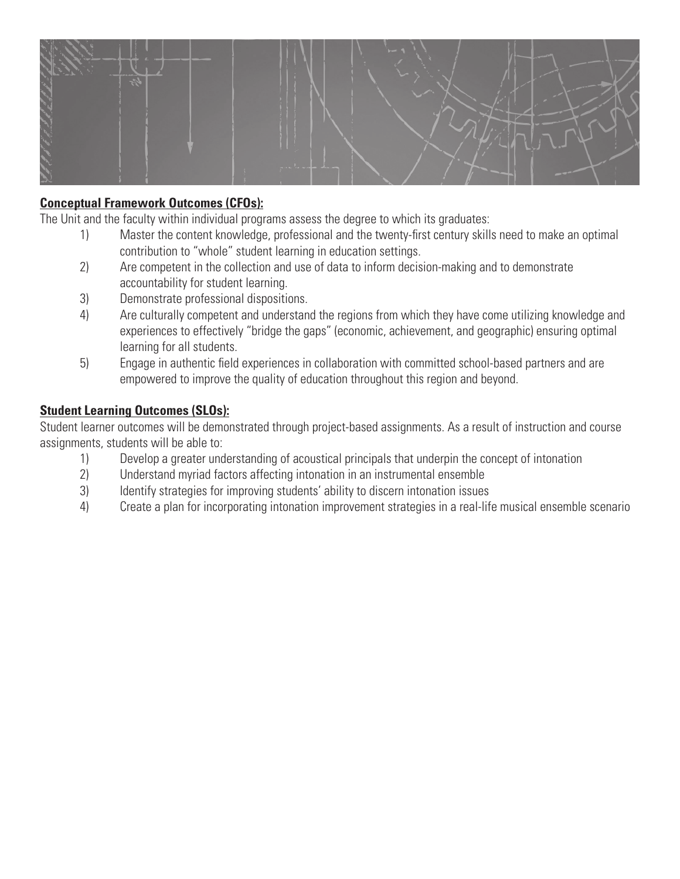**Conceptual Framework Outcomes (CFOs):**

The Unit and the faculty within individual programs assess the degree to which its graduates:

1) Master the content knowledge, professional and the twenty-first century skills need to make an optimal contribution to "whole" student learning in education settings.
2) Are competent in the collection and use of data to inform decision-making and to demonstrate accountability for student learning.
3) Demonstrate professional dispositions.
4) Are culturally competent and understand the regions from which they have come utilizing knowledge and experiences to effectively "bridge the gaps" (economic, achievement, and geographic) ensuring optimal learning for all students.
5) Engage in authentic field experiences in collaboration with committed school-based partners and are empowered to improve the quality of education throughout this region and beyond.

**Student Learning Outcomes (SLOs):**

Student learner outcomes will be demonstrated through project-based assignments. As a result of instruction and course assignments, students will be able to:

1) Develop a greater understanding of acoustical principals that underpin the concept of intonation
2) Understand myriad factors affecting intonation in an instrumental ensemble
3) Identify strategies for improving students' ability to discern intonation issues
4) Create a plan for incorporating intonation improvement strategies in a real-life musical ensemble scenario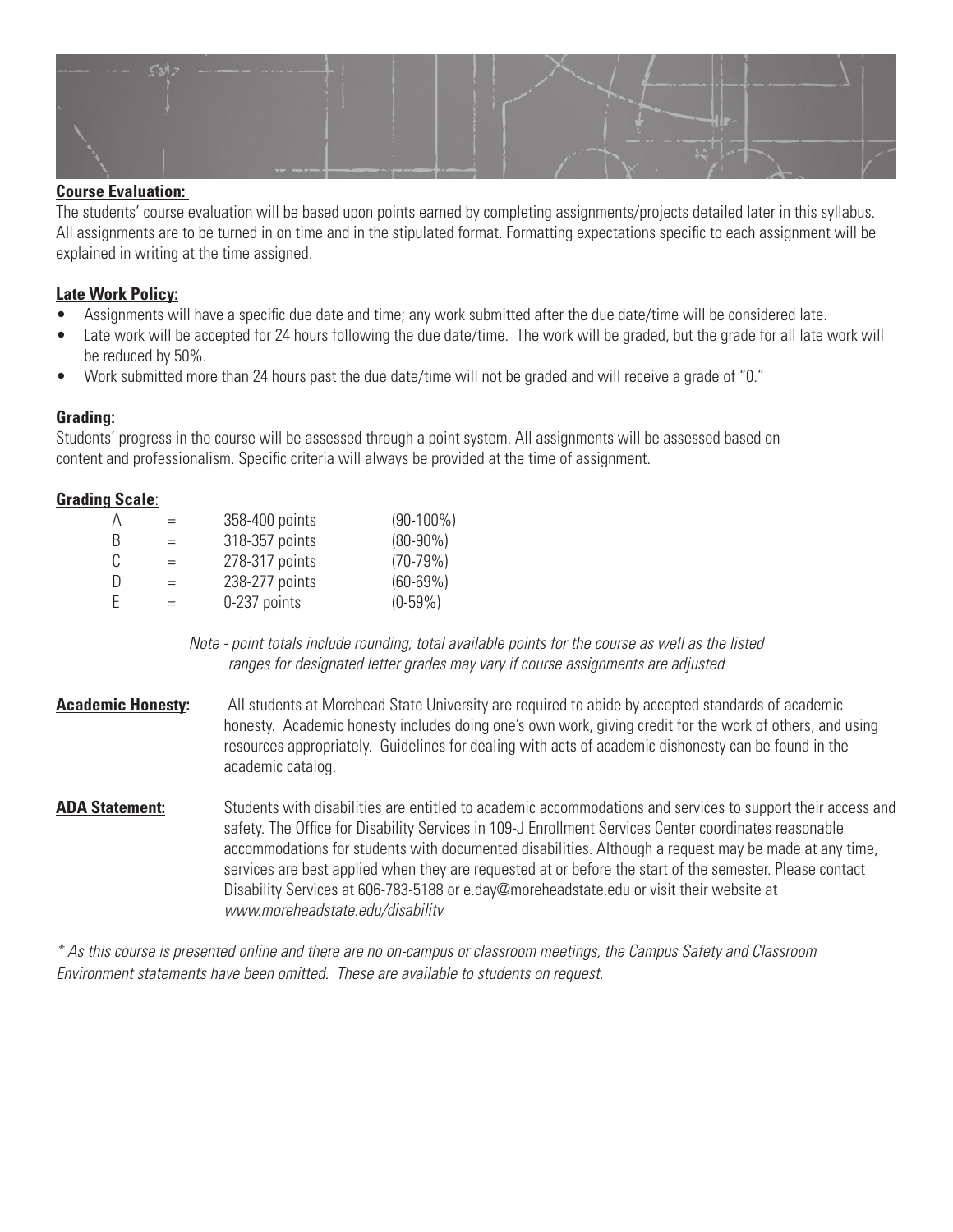**Course Evaluation:**

The students' course evaluation will be based upon points earned by completing assignments/projects detailed later in this syllabus. All assignments are to be turned in on time and in the stipulated format. Formatting expectations specific to each assignment will be explained in writing at the time assigned.

**Late Work Policy:**

- Assignments will have a specific due date and time; any work submitted after the due date/time will be considered late.
- Late work will be accepted for 24 hours following the due date/time. The work will be graded, but the grade for all late work will be reduced by 50%.
- Work submitted more than 24 hours past the due date/time will not be graded and will receive a grade of "0."

**Grading:**

Students' progress in the course will be assessed through a point system. All assignments will be assessed based on content and professionalism. Specific criteria will always be provided at the time of assignment.

**Grading Scale**:

| | | | |
|---|---|---|---|
| A | = | 358-400 points | (90-100%) |
| B | = | 318-357 points | (80-90%) |
| C | = | 278-317 points | (70-79%) |
| D | = | 238-277 points | (60-69%) |
| E | = | 0-237 points | (0-59%) |

*Note - point totals include rounding; total available points for the course as well as the listed ranges for designated letter grades may vary if course assignments are adjusted*

**Academic Honesty:** All students at Morehead State University are required to abide by accepted standards of academic honesty. Academic honesty includes doing one's own work, giving credit for the work of others, and using resources appropriately. Guidelines for dealing with acts of academic dishonesty can be found in the academic catalog.

**ADA Statement:** Students with disabilities are entitled to academic accommodations and services to support their access and safety. The Office for Disability Services in 109-J Enrollment Services Center coordinates reasonable accommodations for students with documented disabilities. Although a request may be made at any time, services are best applied when they are requested at or before the start of the semester. Please contact Disability Services at 606-783-5188 or e.day@moreheadstate.edu or visit their website at *www.moreheadstate.edu/disability*

*\* As this course is presented online and there are no on-campus or classroom meetings, the Campus Safety and Classroom Environment statements have been omitted. These are available to students on request.*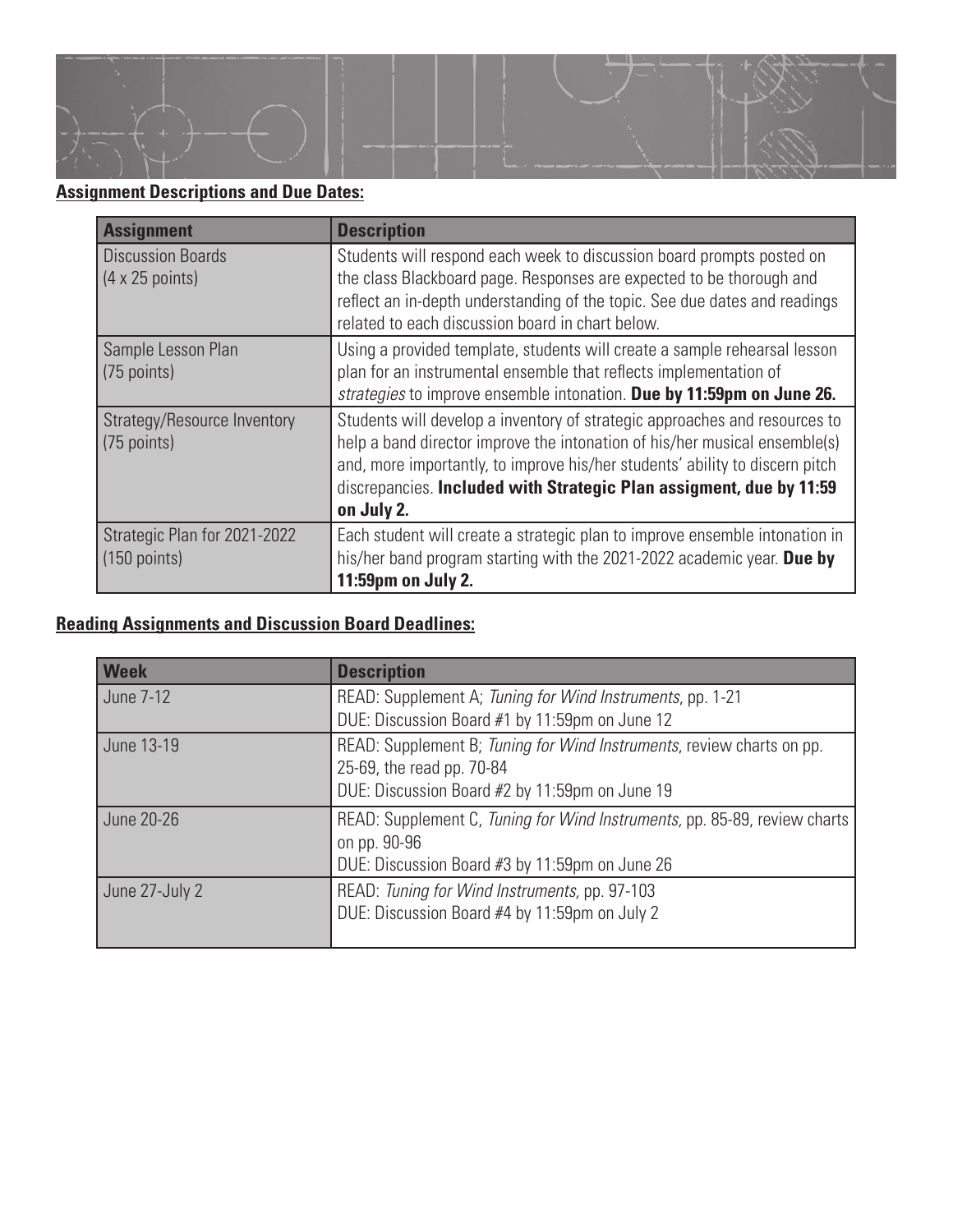**Assignment Descriptions and Due Dates:**

| Assignment | Description |
|---|---|
| Discussion Boards<br>(4 x 25 points) | Students will respond each week to discussion board prompts posted on the class Blackboard page. Responses are expected to be thorough and reflect an in-depth understanding of the topic. See due dates and readings related to each discussion board in chart below. |
| Sample Lesson Plan<br>(75 points) | Using a provided template, students will create a sample rehearsal lesson plan for an instrumental ensemble that reflects implementation of *strategies* to improve ensemble intonation. **Due by 11:59pm on June 26.** |
| Strategy/Resource Inventory<br>(75 points) | Students will develop a inventory of strategic approaches and resources to help a band director improve the intonation of his/her musical ensemble(s) and, more importantly, to improve his/her students' ability to discern pitch discrepancies. **Included with Strategic Plan assigment, due by 11:59 on July 2.** |
| Strategic Plan for 2021-2022<br>(150 points) | Each student will create a strategic plan to improve ensemble intonation in his/her band program starting with the 2021-2022 academic year. **Due by 11:59pm on July 2.** |

**Reading Assignments and Discussion Board Deadlines:**

| Week | Description |
|---|---|
| June 7-12 | READ: Supplement A; *Tuning for Wind Instruments*, pp. 1-21<br>DUE: Discussion Board #1 by 11:59pm on June 12 |
| June 13-19 | READ: Supplement B; *Tuning for Wind Instruments*, review charts on pp. 25-69, the read pp. 70-84<br>DUE: Discussion Board #2 by 11:59pm on June 19 |
| June 20-26 | READ: Supplement C, *Tuning for Wind Instruments,* pp. 85-89, review charts on pp. 90-96<br>DUE: Discussion Board #3 by 11:59pm on June 26 |
| June 27-July 2 | READ: *Tuning for Wind Instruments,* pp. 97-103<br>DUE: Discussion Board #4 by 11:59pm on July 2 |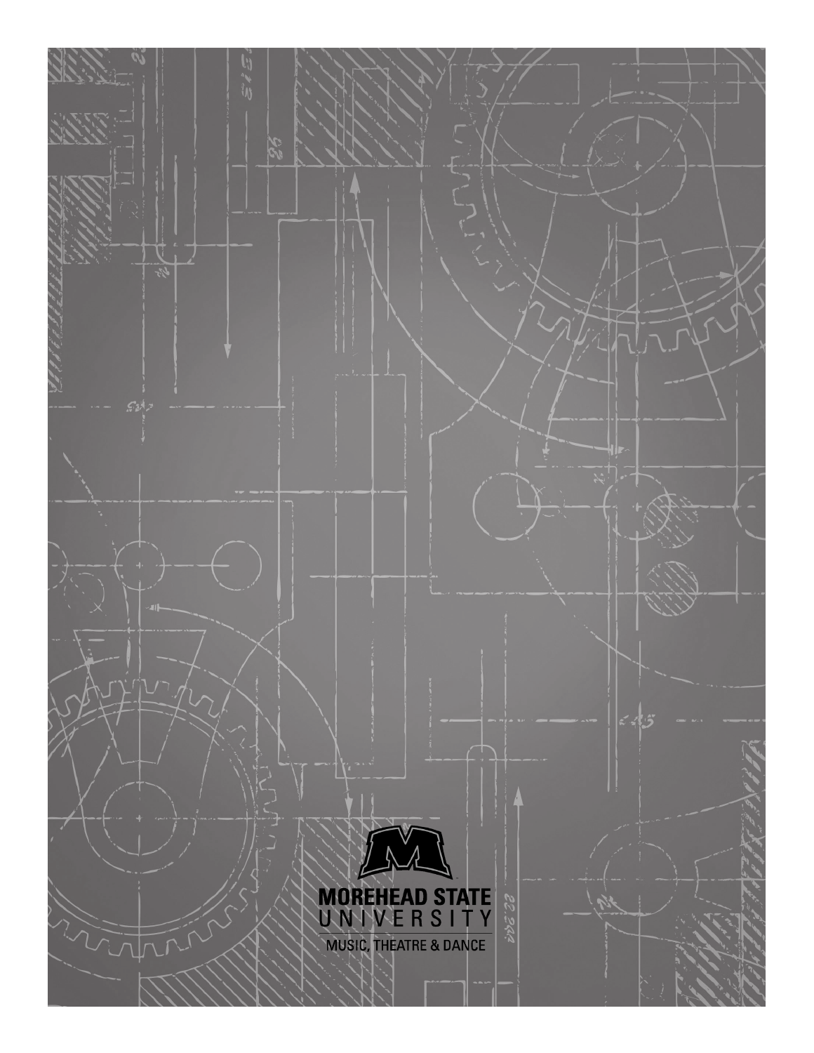MOREHEAD STATE
UNIVERSITY
MUSIC, THEATRE & DANCE